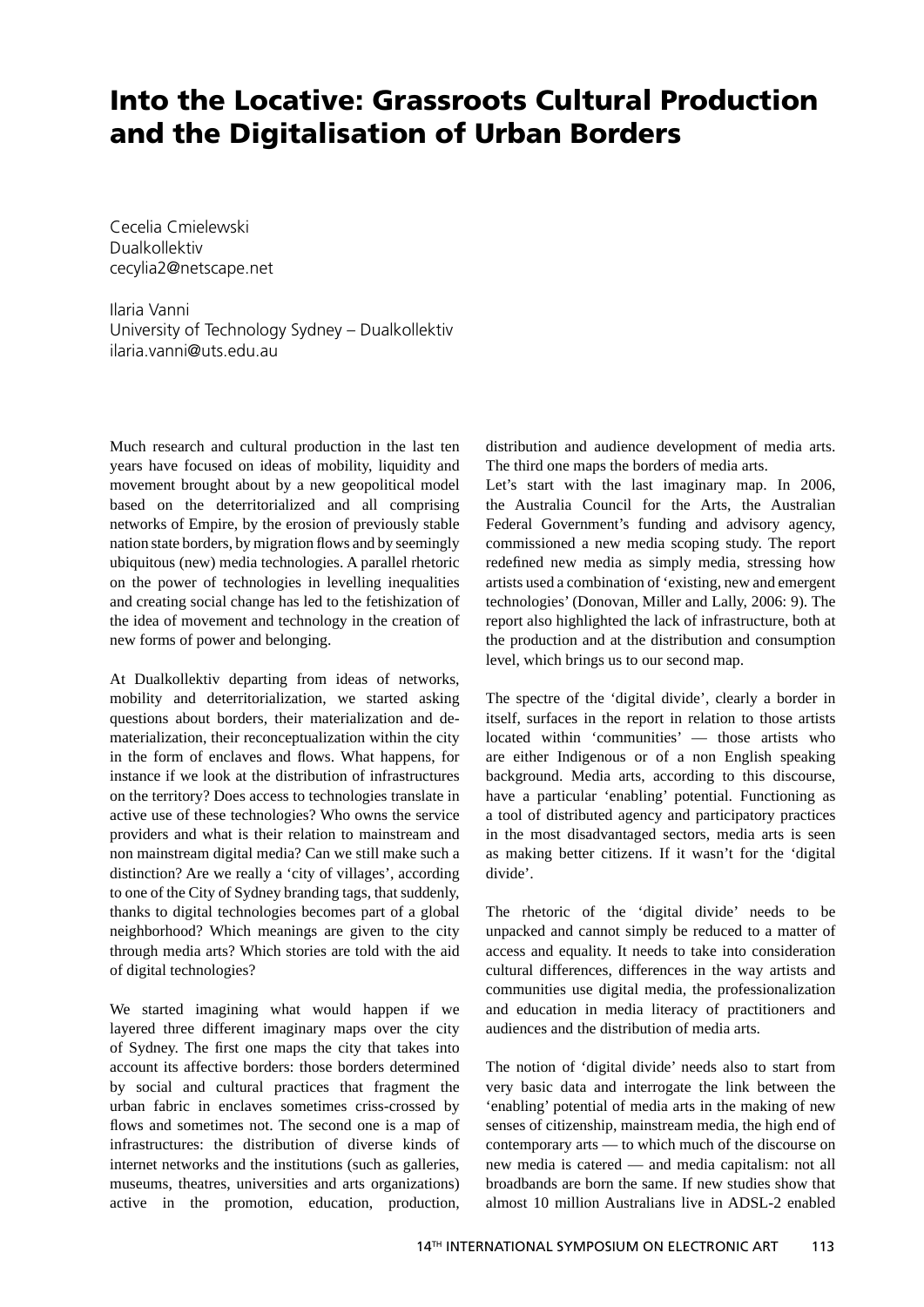# Into the Locative: Grassroots Cultural Production and the Digitalisation of Urban Borders

Cecelia Cmielewski
Dualkollektiv
cecylia2@netscape.net

Ilaria Vanni
University of Technology Sydney – Dualkollektiv
ilaria.vanni@uts.edu.au

Much research and cultural production in the last ten years have focused on ideas of mobility, liquidity and movement brought about by a new geopolitical model based on the deterritorialized and all comprising networks of Empire, by the erosion of previously stable nation state borders, by migration flows and by seemingly ubiquitous (new) media technologies. A parallel rhetoric on the power of technologies in levelling inequalities and creating social change has led to the fetishization of the idea of movement and technology in the creation of new forms of power and belonging.

At Dualkollektiv departing from ideas of networks, mobility and deterritorialization, we started asking questions about borders, their materialization and de-materialization, their reconceptualization within the city in the form of enclaves and flows. What happens, for instance if we look at the distribution of infrastructures on the territory? Does access to technologies translate in active use of these technologies? Who owns the service providers and what is their relation to mainstream and non mainstream digital media? Can we still make such a distinction? Are we really a 'city of villages', according to one of the City of Sydney branding tags, that suddenly, thanks to digital technologies becomes part of a global neighborhood? Which meanings are given to the city through media arts? Which stories are told with the aid of digital technologies?

We started imagining what would happen if we layered three different imaginary maps over the city of Sydney. The first one maps the city that takes into account its affective borders: those borders determined by social and cultural practices that fragment the urban fabric in enclaves sometimes criss-crossed by flows and sometimes not. The second one is a map of infrastructures: the distribution of diverse kinds of internet networks and the institutions (such as galleries, museums, theatres, universities and arts organizations) active in the promotion, education, production, distribution and audience development of media arts. The third one maps the borders of media arts.

Let's start with the last imaginary map. In 2006, the Australia Council for the Arts, the Australian Federal Government's funding and advisory agency, commissioned a new media scoping study. The report redefined new media as simply media, stressing how artists used a combination of 'existing, new and emergent technologies' (Donovan, Miller and Lally, 2006: 9). The report also highlighted the lack of infrastructure, both at the production and at the distribution and consumption level, which brings us to our second map.

The spectre of the 'digital divide', clearly a border in itself, surfaces in the report in relation to those artists located within 'communities' — those artists who are either Indigenous or of a non English speaking background. Media arts, according to this discourse, have a particular 'enabling' potential. Functioning as a tool of distributed agency and participatory practices in the most disadvantaged sectors, media arts is seen as making better citizens. If it wasn't for the 'digital divide'.

The rhetoric of the 'digital divide' needs to be unpacked and cannot simply be reduced to a matter of access and equality. It needs to take into consideration cultural differences, differences in the way artists and communities use digital media, the professionalization and education in media literacy of practitioners and audiences and the distribution of media arts.

The notion of 'digital divide' needs also to start from very basic data and interrogate the link between the 'enabling' potential of media arts in the making of new senses of citizenship, mainstream media, the high end of contemporary arts — to which much of the discourse on new media is catered — and media capitalism: not all broadbands are born the same. If new studies show that almost 10 million Australians live in ADSL-2 enabled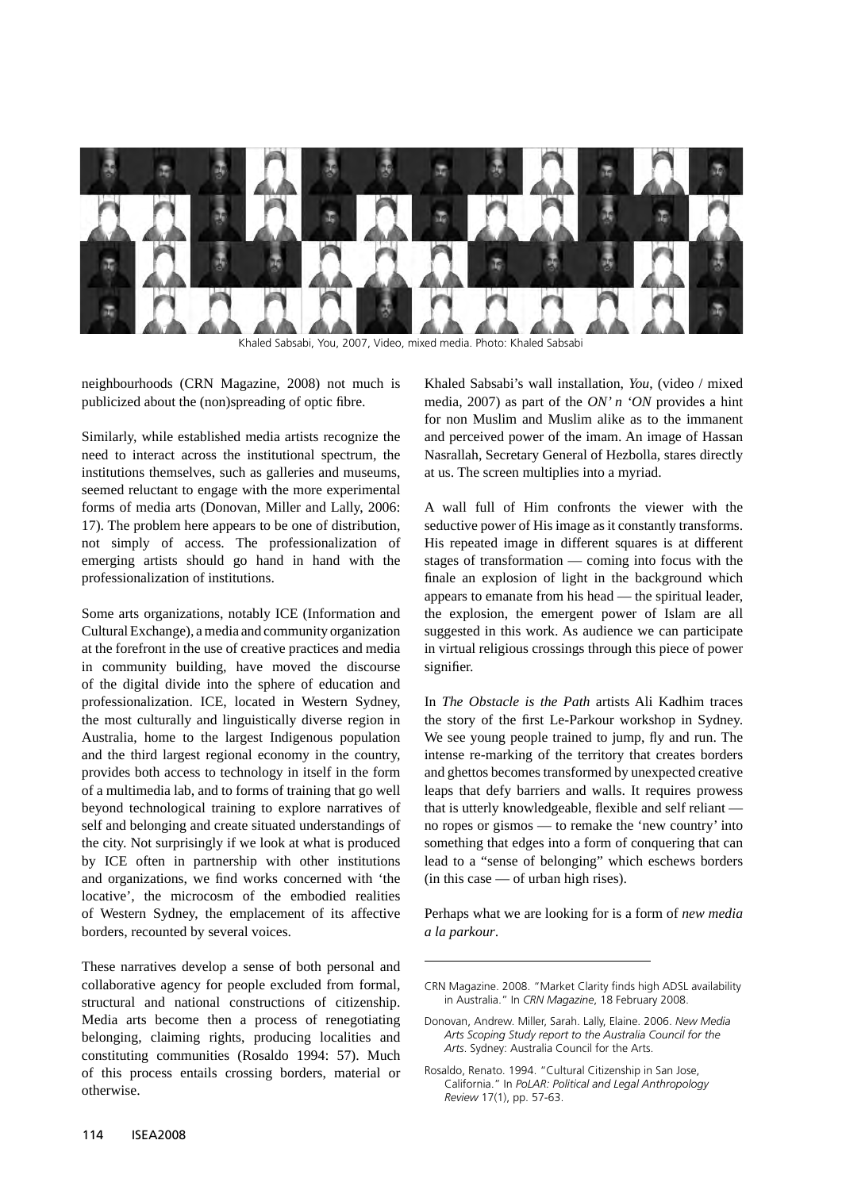Khaled Sabsabi, You, 2007, Video, mixed media. Photo: Khaled Sabsabi

neighbourhoods (CRN Magazine, 2008) not much is publicized about the (non)spreading of optic fibre.

Similarly, while established media artists recognize the need to interact across the institutional spectrum, the institutions themselves, such as galleries and museums, seemed reluctant to engage with the more experimental forms of media arts (Donovan, Miller and Lally, 2006: 17). The problem here appears to be one of distribution, not simply of access. The professionalization of emerging artists should go hand in hand with the professionalization of institutions.

Some arts organizations, notably ICE (Information and Cultural Exchange), a media and community organization at the forefront in the use of creative practices and media in community building, have moved the discourse of the digital divide into the sphere of education and professionalization. ICE, located in Western Sydney, the most culturally and linguistically diverse region in Australia, home to the largest Indigenous population and the third largest regional economy in the country, provides both access to technology in itself in the form of a multimedia lab, and to forms of training that go well beyond technological training to explore narratives of self and belonging and create situated understandings of the city. Not surprisingly if we look at what is produced by ICE often in partnership with other institutions and organizations, we find works concerned with 'the locative', the microcosm of the embodied realities of Western Sydney, the emplacement of its affective borders, recounted by several voices.

These narratives develop a sense of both personal and collaborative agency for people excluded from formal, structural and national constructions of citizenship. Media arts become then a process of renegotiating belonging, claiming rights, producing localities and constituting communities (Rosaldo 1994: 57). Much of this process entails crossing borders, material or otherwise.

Khaled Sabsabi's wall installation, *You*, (video / mixed media, 2007) as part of the *ON' n 'ON* provides a hint for non Muslim and Muslim alike as to the immanent and perceived power of the imam. An image of Hassan Nasrallah, Secretary General of Hezbolla, stares directly at us. The screen multiplies into a myriad.

A wall full of Him confronts the viewer with the seductive power of His image as it constantly transforms. His repeated image in different squares is at different stages of transformation — coming into focus with the finale an explosion of light in the background which appears to emanate from his head — the spiritual leader, the explosion, the emergent power of Islam are all suggested in this work. As audience we can participate in virtual religious crossings through this piece of power signifier.

In *The Obstacle is the Path* artists Ali Kadhim traces the story of the first Le-Parkour workshop in Sydney. We see young people trained to jump, fly and run. The intense re-marking of the territory that creates borders and ghettos becomes transformed by unexpected creative leaps that defy barriers and walls. It requires prowess that is utterly knowledgeable, flexible and self reliant — no ropes or gismos — to remake the 'new country' into something that edges into a form of conquering that can lead to a "sense of belonging" which eschews borders (in this case — of urban high rises).

Perhaps what we are looking for is a form of *new media a la parkour*.

---

CRN Magazine. 2008. "Market Clarity finds high ADSL availability in Australia." In *CRN Magazine*, 18 February 2008.

Donovan, Andrew. Miller, Sarah. Lally, Elaine. 2006. *New Media Arts Scoping Study report to the Australia Council for the Arts*. Sydney: Australia Council for the Arts.

Rosaldo, Renato. 1994. "Cultural Citizenship in San Jose, California." In *PoLAR: Political and Legal Anthropology Review* 17(1), pp. 57-63.